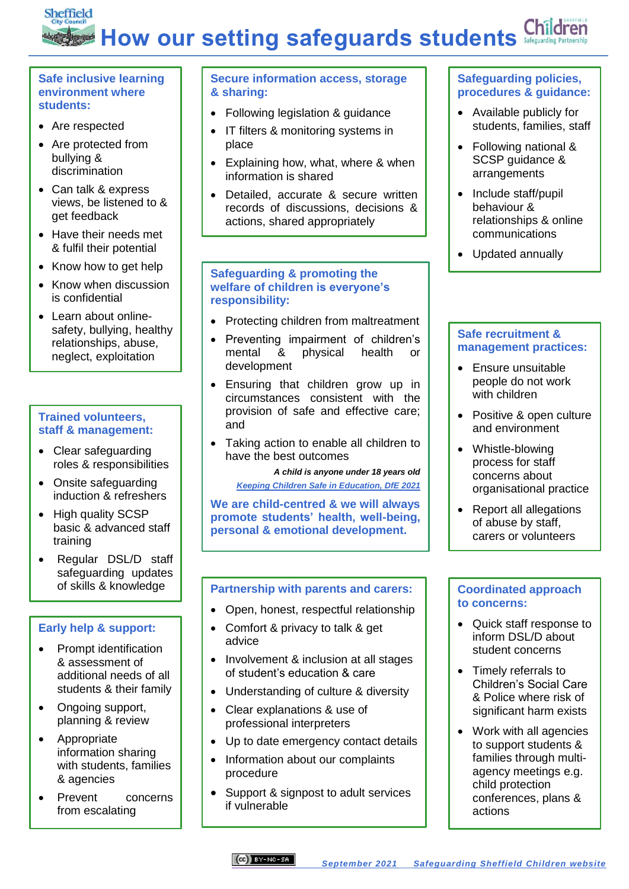# How our setting safeguards students

## Safe inclusive learning environment where students:

- Are respected
- Are protected from bullying & discrimination
- Can talk & express views, be listened to & get feedback
- Have their needs met & fulfil their potential
- Know how to get help
- Know when discussion is confidential
- Learn about online-safety, bullying, healthy relationships, abuse, neglect, exploitation

## Trained volunteers, staff & management:

- Clear safeguarding roles & responsibilities
- Onsite safeguarding induction & refreshers
- High quality SCSP basic & advanced staff training
- Regular DSL/D staff safeguarding updates of skills & knowledge

## Early help & support:

- Prompt identification & assessment of additional needs of all students & their family
- Ongoing support, planning & review
- Appropriate information sharing with students, families & agencies
- Prevent concerns from escalating

## Secure information access, storage & sharing:

- Following legislation & guidance
- IT filters & monitoring systems in place
- Explaining how, what, where & when information is shared
- Detailed, accurate & secure written records of discussions, decisions & actions, shared appropriately

## Safeguarding & promoting the welfare of children is everyone's responsibility:

- Protecting children from maltreatment
- Preventing impairment of children's mental & physical health or development
- Ensuring that children grow up in circumstances consistent with the provision of safe and effective care; and
- Taking action to enable all children to have the best outcomes

***A child is anyone under 18 years old***

*Keeping Children Safe in Education, DfE 2021*

**We are child-centred & we will always promote students' health, well-being, personal & emotional development.**

## Partnership with parents and carers:

- Open, honest, respectful relationship
- Comfort & privacy to talk & get advice
- Involvement & inclusion at all stages of student's education & care
- Understanding of culture & diversity
- Clear explanations & use of professional interpreters
- Up to date emergency contact details
- Information about our complaints procedure
- Support & signpost to adult services if vulnerable

## Safeguarding policies, procedures & guidance:

- Available publicly for students, families, staff
- Following national & SCSP guidance & arrangements
- Include staff/pupil behaviour & relationships & online communications
- Updated annually

## Safe recruitment & management practices:

- Ensure unsuitable people do not work with children
- Positive & open culture and environment
- Whistle-blowing process for staff concerns about organisational practice
- Report all allegations of abuse by staff, carers or volunteers

## Coordinated approach to concerns:

- Quick staff response to inform DSL/D about student concerns
- Timely referrals to Children's Social Care & Police where risk of significant harm exists
- Work with all agencies to support students & families through multi-agency meetings e.g. child protection conferences, plans & actions

*September 2021* *Safeguarding Sheffield Children website*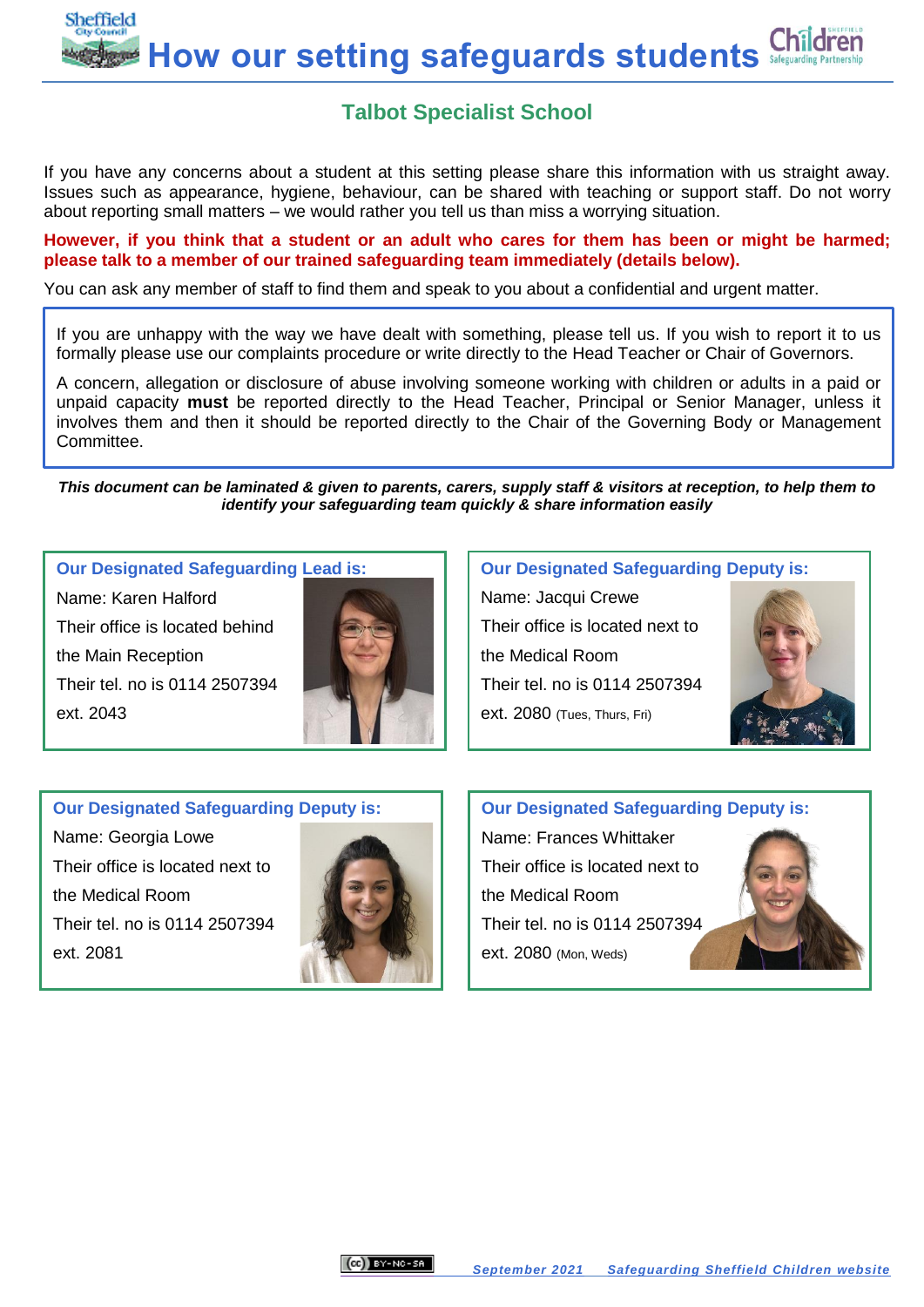# How our setting safeguards students

## Talbot Specialist School

If you have any concerns about a student at this setting please share this information with us straight away. Issues such as appearance, hygiene, behaviour, can be shared with teaching or support staff. Do not worry about reporting small matters – we would rather you tell us than miss a worrying situation.

**However, if you think that a student or an adult who cares for them has been or might be harmed; please talk to a member of our trained safeguarding team immediately (details below).**

You can ask any member of staff to find them and speak to you about a confidential and urgent matter.

If you are unhappy with the way we have dealt with something, please tell us. If you wish to report it to us formally please use our complaints procedure or write directly to the Head Teacher or Chair of Governors.

A concern, allegation or disclosure of abuse involving someone working with children or adults in a paid or unpaid capacity **must** be reported directly to the Head Teacher, Principal or Senior Manager, unless it involves them and then it should be reported directly to the Chair of the Governing Body or Management Committee.

***This document can be laminated & given to parents, carers, supply staff & visitors at reception, to help them to identify your safeguarding team quickly & share information easily***

### Our Designated Safeguarding Lead is:

Name: Karen Halford
Their office is located behind the Main Reception
Their tel. no is 0114 2507394 ext. 2043

### Our Designated Safeguarding Deputy is:

Name: Jacqui Crewe
Their office is located next to the Medical Room
Their tel. no is 0114 2507394 ext. 2080 (Tues, Thurs, Fri)

### Our Designated Safeguarding Deputy is:

Name: Georgia Lowe
Their office is located next to the Medical Room
Their tel. no is 0114 2507394 ext. 2081

### Our Designated Safeguarding Deputy is:

Name: Frances Whittaker
Their office is located next to the Medical Room
Their tel. no is 0114 2507394 ext. 2080 (Mon, Weds)

September 2021 Safeguarding Sheffield Children website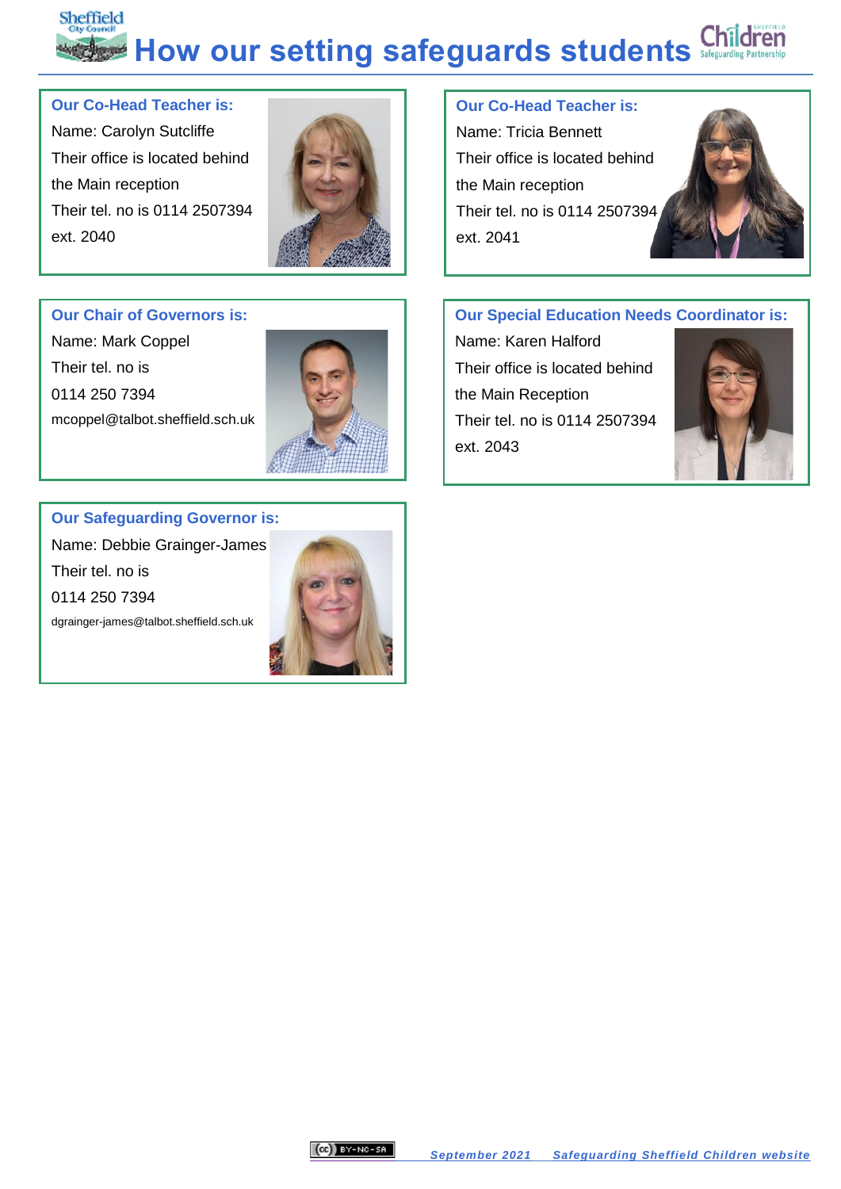# How our setting safeguards students

### Our Co-Head Teacher is:

Name: Carolyn Sutcliffe
Their office is located behind the Main reception
Their tel. no is 0114 2507394 ext. 2040

### Our Co-Head Teacher is:

Name: Tricia Bennett
Their office is located behind the Main reception
Their tel. no is 0114 2507394 ext. 2041

### Our Chair of Governors is:

Name: Mark Coppel
Their tel. no is 0114 250 7394
mcoppel@talbot.sheffield.sch.uk

### Our Special Education Needs Coordinator is:

Name: Karen Halford
Their office is located behind the Main Reception
Their tel. no is 0114 2507394 ext. 2043

### Our Safeguarding Governor is:

Name: Debbie Grainger-James
Their tel. no is 0114 250 7394
dgrainger-james@talbot.sheffield.sch.uk

*September 2021 Safeguarding Sheffield Children website*